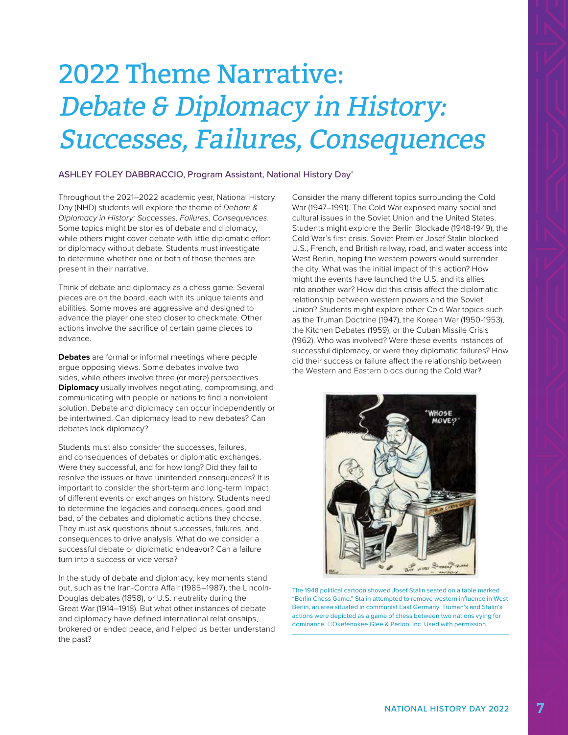# 2022 Theme Narrative: *Debate & Diplomacy in History: Successes, Failures, Consequences*

ASHLEY FOLEY DABBRACCIO, Program Assistant, National History Day®

Throughout the 2021–2022 academic year, National History Day (NHD) students will explore the theme of *Debate & Diplomacy in History: Successes, Failures, Consequences*. Some topics might be stories of debate and diplomacy, while others might cover debate with little diplomatic effort or diplomacy without debate. Students must investigate to determine whether one or both of those themes are present in their narrative.

Think of debate and diplomacy as a chess game. Several pieces are on the board, each with its unique talents and abilities. Some moves are aggressive and designed to advance the player one step closer to checkmate. Other actions involve the sacrifice of certain game pieces to advance.

**Debates** are formal or informal meetings where people argue opposing views. Some debates involve two sides, while others involve three (or more) perspectives. **Diplomacy** usually involves negotiating, compromising, and communicating with people or nations to find a nonviolent solution. Debate and diplomacy can occur independently or be intertwined. Can diplomacy lead to new debates? Can debates lack diplomacy?

Students must also consider the successes, failures, and consequences of debates or diplomatic exchanges. Were they successful, and for how long? Did they fail to resolve the issues or have unintended consequences? It is important to consider the short-term and long-term impact of different events or exchanges on history. Students need to determine the legacies and consequences, good and bad, of the debates and diplomatic actions they choose. They must ask questions about successes, failures, and consequences to drive analysis. What do we consider a successful debate or diplomatic endeavor? Can a failure turn into a success or vice versa?

In the study of debate and diplomacy, key moments stand out, such as the Iran-Contra Affair (1985–1987), the Lincoln-Douglas debates (1858), or U.S. neutrality during the Great War (1914–1918). But what other instances of debate and diplomacy have defined international relationships, brokered or ended peace, and helped us better understand the past?

Consider the many different topics surrounding the Cold War (1947–1991). The Cold War exposed many social and cultural issues in the Soviet Union and the United States. Students might explore the Berlin Blockade (1948-1949), the Cold War's first crisis. Soviet Premier Josef Stalin blocked U.S., French, and British railway, road, and water access into West Berlin, hoping the western powers would surrender the city. What was the initial impact of this action? How might the events have launched the U.S. and its allies into another war? How did this crisis affect the diplomatic relationship between western powers and the Soviet Union? Students might explore other Cold War topics such as the Truman Doctrine (1947), the Korean War (1950-1953), the Kitchen Debates (1959), or the Cuban Missile Crisis (1962). Who was involved? Were these events instances of successful diplomacy, or were they diplomatic failures? How did their success or failure affect the relationship between the Western and Eastern blocs during the Cold War?

The 1948 political cartoon showed Josef Stalin seated on a table marked "Berlin Chess Game." Stalin attempted to remove western influence in West Berlin, an area situated in communist East Germany. Truman's and Stalin's actions were depicted as a game of chess between two nations vying for dominance. ©Okefenokee Glee & Perloo, Inc. Used with permission.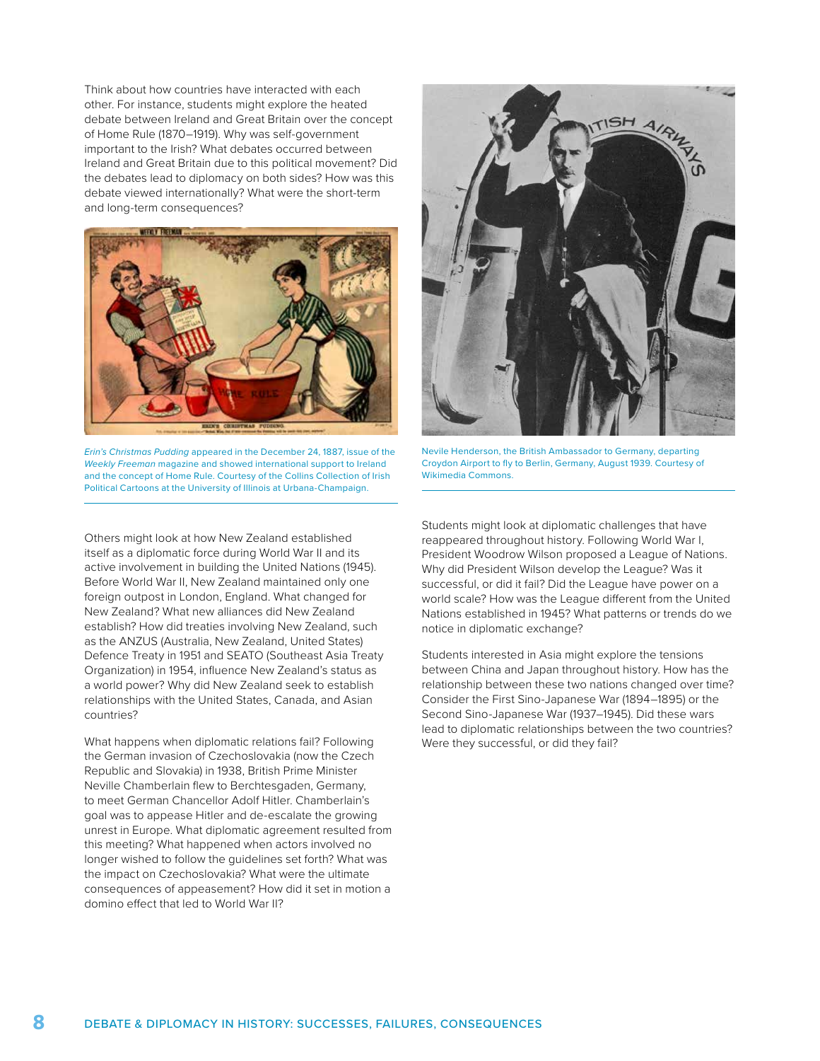Think about how countries have interacted with each other. For instance, students might explore the heated debate between Ireland and Great Britain over the concept of Home Rule (1870–1919). Why was self-government important to the Irish? What debates occurred between Ireland and Great Britain due to this political movement? Did the debates lead to diplomacy on both sides? How was this debate viewed internationally? What were the short-term and long-term consequences?

*Erin's Christmas Pudding* appeared in the December 24, 1887, issue of the *Weekly Freeman* magazine and showed international support to Ireland and the concept of Home Rule. Courtesy of the Collins Collection of Irish Political Cartoons at the University of Illinois at Urbana-Champaign.

Others might look at how New Zealand established itself as a diplomatic force during World War II and its active involvement in building the United Nations (1945). Before World War II, New Zealand maintained only one foreign outpost in London, England. What changed for New Zealand? What new alliances did New Zealand establish? How did treaties involving New Zealand, such as the ANZUS (Australia, New Zealand, United States) Defence Treaty in 1951 and SEATO (Southeast Asia Treaty Organization) in 1954, influence New Zealand's status as a world power? Why did New Zealand seek to establish relationships with the United States, Canada, and Asian countries?

What happens when diplomatic relations fail? Following the German invasion of Czechoslovakia (now the Czech Republic and Slovakia) in 1938, British Prime Minister Neville Chamberlain flew to Berchtesgaden, Germany, to meet German Chancellor Adolf Hitler. Chamberlain's goal was to appease Hitler and de-escalate the growing unrest in Europe. What diplomatic agreement resulted from this meeting? What happened when actors involved no longer wished to follow the guidelines set forth? What was the impact on Czechoslovakia? What were the ultimate consequences of appeasement? How did it set in motion a domino effect that led to World War II?

Nevile Henderson, the British Ambassador to Germany, departing Croydon Airport to fly to Berlin, Germany, August 1939. Courtesy of Wikimedia Commons.

Students might look at diplomatic challenges that have reappeared throughout history. Following World War I, President Woodrow Wilson proposed a League of Nations. Why did President Wilson develop the League? Was it successful, or did it fail? Did the League have power on a world scale? How was the League different from the United Nations established in 1945? What patterns or trends do we notice in diplomatic exchange?

Students interested in Asia might explore the tensions between China and Japan throughout history. How has the relationship between these two nations changed over time? Consider the First Sino-Japanese War (1894–1895) or the Second Sino-Japanese War (1937–1945). Did these wars lead to diplomatic relationships between the two countries? Were they successful, or did they fail?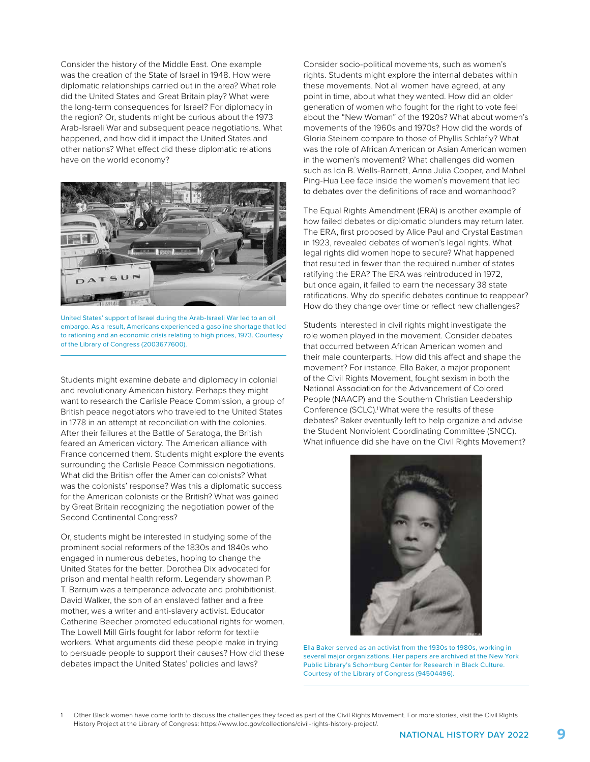Consider the history of the Middle East. One example was the creation of the State of Israel in 1948. How were diplomatic relationships carried out in the area? What role did the United States and Great Britain play? What were the long-term consequences for Israel? For diplomacy in the region? Or, students might be curious about the 1973 Arab-Israeli War and subsequent peace negotiations. What happened, and how did it impact the United States and other nations? What effect did these diplomatic relations have on the world economy?

United States' support of Israel during the Arab-Israeli War led to an oil embargo. As a result, Americans experienced a gasoline shortage that led to rationing and an economic crisis relating to high prices, 1973. Courtesy of the Library of Congress (2003677600).

Students might examine debate and diplomacy in colonial and revolutionary American history. Perhaps they might want to research the Carlisle Peace Commission, a group of British peace negotiators who traveled to the United States in 1778 in an attempt at reconciliation with the colonies. After their failures at the Battle of Saratoga, the British feared an American victory. The American alliance with France concerned them. Students might explore the events surrounding the Carlisle Peace Commission negotiations. What did the British offer the American colonists? What was the colonists' response? Was this a diplomatic success for the American colonists or the British? What was gained by Great Britain recognizing the negotiation power of the Second Continental Congress?

Or, students might be interested in studying some of the prominent social reformers of the 1830s and 1840s who engaged in numerous debates, hoping to change the United States for the better. Dorothea Dix advocated for prison and mental health reform. Legendary showman P. T. Barnum was a temperance advocate and prohibitionist. David Walker, the son of an enslaved father and a free mother, was a writer and anti-slavery activist. Educator Catherine Beecher promoted educational rights for women. The Lowell Mill Girls fought for labor reform for textile workers. What arguments did these people make in trying to persuade people to support their causes? How did these debates impact the United States' policies and laws?

Consider socio-political movements, such as women's rights. Students might explore the internal debates within these movements. Not all women have agreed, at any point in time, about what they wanted. How did an older generation of women who fought for the right to vote feel about the "New Woman" of the 1920s? What about women's movements of the 1960s and 1970s? How did the words of Gloria Steinem compare to those of Phyllis Schlafly? What was the role of African American or Asian American women in the women's movement? What challenges did women such as Ida B. Wells-Barnett, Anna Julia Cooper, and Mabel Ping-Hua Lee face inside the women's movement that led to debates over the definitions of race and womanhood?

The Equal Rights Amendment (ERA) is another example of how failed debates or diplomatic blunders may return later. The ERA, first proposed by Alice Paul and Crystal Eastman in 1923, revealed debates of women's legal rights. What legal rights did women hope to secure? What happened that resulted in fewer than the required number of states ratifying the ERA? The ERA was reintroduced in 1972, but once again, it failed to earn the necessary 38 state ratifications. Why do specific debates continue to reappear? How do they change over time or reflect new challenges?

Students interested in civil rights might investigate the role women played in the movement. Consider debates that occurred between African American women and their male counterparts. How did this affect and shape the movement? For instance, Ella Baker, a major proponent of the Civil Rights Movement, fought sexism in both the National Association for the Advancement of Colored People (NAACP) and the Southern Christian Leadership Conference (SCLC).[1] What were the results of these debates? Baker eventually left to help organize and advise the Student Nonviolent Coordinating Committee (SNCC). What influence did she have on the Civil Rights Movement?

Ella Baker served as an activist from the 1930s to 1980s, working in several major organizations. Her papers are archived at the New York Public Library's Schomburg Center for Research in Black Culture. Courtesy of the Library of Congress (94504496).

[1] Other Black women have come forth to discuss the challenges they faced as part of the Civil Rights Movement. For more stories, visit the Civil Rights History Project at the Library of Congress: https://www.loc.gov/collections/civil-rights-history-project/.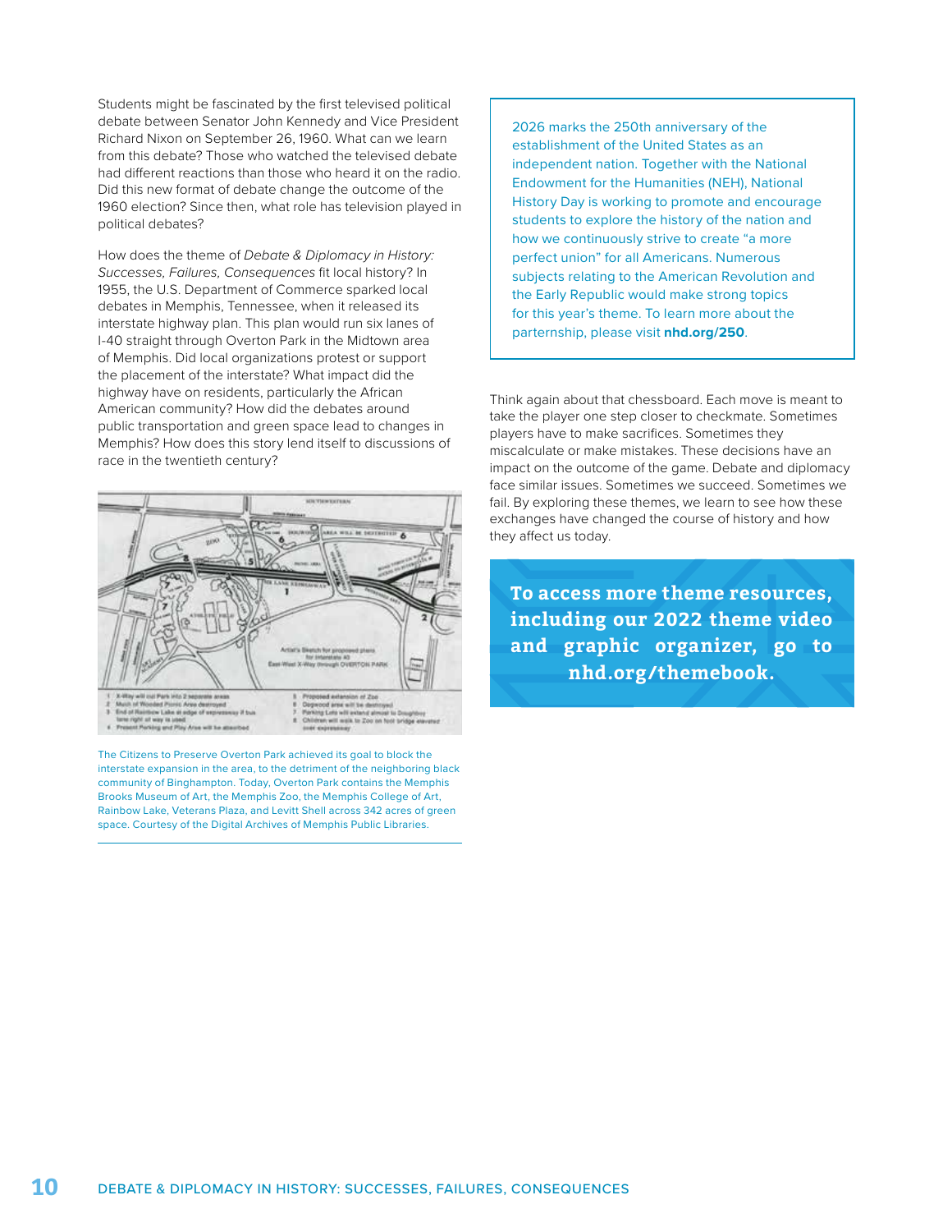Students might be fascinated by the first televised political debate between Senator John Kennedy and Vice President Richard Nixon on September 26, 1960. What can we learn from this debate? Those who watched the televised debate had different reactions than those who heard it on the radio. Did this new format of debate change the outcome of the 1960 election? Since then, what role has television played in political debates?

How does the theme of *Debate & Diplomacy in History: Successes, Failures, Consequences* fit local history? In 1955, the U.S. Department of Commerce sparked local debates in Memphis, Tennessee, when it released its interstate highway plan. This plan would run six lanes of I-40 straight through Overton Park in the Midtown area of Memphis. Did local organizations protest or support the placement of the interstate? What impact did the highway have on residents, particularly the African American community? How did the debates around public transportation and green space lead to changes in Memphis? How does this story lend itself to discussions of race in the twentieth century?

The Citizens to Preserve Overton Park achieved its goal to block the interstate expansion in the area, to the detriment of the neighboring black community of Binghampton. Today, Overton Park contains the Memphis Brooks Museum of Art, the Memphis Zoo, the Memphis College of Art, Rainbow Lake, Veterans Plaza, and Levitt Shell across 342 acres of green space. Courtesy of the Digital Archives of Memphis Public Libraries.

2026 marks the 250th anniversary of the establishment of the United States as an independent nation. Together with the National Endowment for the Humanities (NEH), National History Day is working to promote and encourage students to explore the history of the nation and how we continuously strive to create "a more perfect union" for all Americans. Numerous subjects relating to the American Revolution and the Early Republic would make strong topics for this year's theme. To learn more about the parternship, please visit **nhd.org/250**.

Think again about that chessboard. Each move is meant to take the player one step closer to checkmate. Sometimes players have to make sacrifices. Sometimes they miscalculate or make mistakes. These decisions have an impact on the outcome of the game. Debate and diplomacy face similar issues. Sometimes we succeed. Sometimes we fail. By exploring these themes, we learn to see how these exchanges have changed the course of history and how they affect us today.

**To access more theme resources, including our 2022 theme video and graphic organizer, go to nhd.org/themebook.**